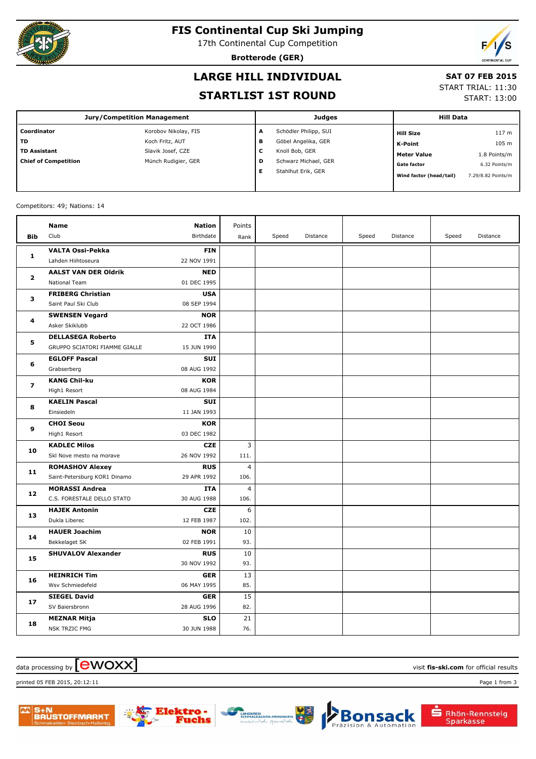# FIS Continental Cup Ski Jumping

17th Continental Cup Competition

**Brotterode (GER)**

## LARGE HILL INDIVIDUAL

## STARTLIST 1ST ROUND

**SAT 07 FEB 2015**

START TRIAL: 11:30

START: 13:00

| Jury/Competition Management | | Judges | | Hill Data | |
|---|---|---|---|---|---|
| **Coordinator** | Korobov Nikolay, FIS | **A** | Schödler Philipp, SUI | **Hill Size** | 117 m |
| **TD** | Koch Fritz, AUT | **B** | Göbel Angelika, GER | **K-Point** | 105 m |
| **TD Assistant** | Slavik Josef, CZE | **C** | Knoll Bob, GER | **Meter Value** | 1.8 Points/m |
| **Chief of Competition** | Münch Rudigier, GER | **D** | Schwarz Michael, GER | **Gate factor** | 6.32 Points/m |
| | | **E** | Stahlhut Erik, GER | **Wind factor (head/tail)** | 7.29/8.82 Points/m |

Competitors: 49; Nations: 14

| Bib | Name / Club | Nation / Birthdate | Points / Rank | Speed | Distance | Speed | Distance | Speed | Distance |
|---|---|---|---|---|---|---|---|---|---|
| 1 | **VALTA Ossi-Pekka**<br>Lahden Hiihtoseura | **FIN**<br>22 NOV 1991 | | | | | | | |
| 2 | **AALST VAN DER Oldrik**<br>National Team | **NED**<br>01 DEC 1995 | | | | | | | |
| 3 | **FRIBERG Christian**<br>Saint Paul Ski Club | **USA**<br>08 SEP 1994 | | | | | | | |
| 4 | **SWENSEN Vegard**<br>Asker Skiklubb | **NOR**<br>22 OCT 1986 | | | | | | | |
| 5 | **DELLASEGA Roberto**<br>GRUPPO SCIATORI FIAMME GIALLE | **ITA**<br>15 JUN 1990 | | | | | | | |
| 6 | **EGLOFF Pascal**<br>Grabserberg | **SUI**<br>08 AUG 1992 | | | | | | | |
| 7 | **KANG Chil-ku**<br>High1 Resort | **KOR**<br>08 AUG 1984 | | | | | | | |
| 8 | **KAELIN Pascal**<br>Einsiedeln | **SUI**<br>11 JAN 1993 | | | | | | | |
| 9 | **CHOI Seou**<br>High1 Resort | **KOR**<br>03 DEC 1982 | | | | | | | |
| 10 | **KADLEC Milos**<br>Skl Nove mesto na morave | **CZE**<br>26 NOV 1992 | 3<br>111. | | | | | | |
| 11 | **ROMASHOV Alexey**<br>Saint-Petersburg KOR1 Dinamo | **RUS**<br>29 APR 1992 | 4<br>106. | | | | | | |
| 12 | **MORASSI Andrea**<br>C.S. FORESTALE DELLO STATO | **ITA**<br>30 AUG 1988 | 4<br>106. | | | | | | |
| 13 | **HAJEK Antonin**<br>Dukla Liberec | **CZE**<br>12 FEB 1987 | 6<br>102. | | | | | | |
| 14 | **HAUER Joachim**<br>Bekkelaget SK | **NOR**<br>02 FEB 1991 | 10<br>93. | | | | | | |
| 15 | **SHUVALOV Alexander** | **RUS**<br>30 NOV 1992 | 10<br>93. | | | | | | |
| 16 | **HEINRICH Tim**<br>Wsv Schmiedefeld | **GER**<br>06 MAY 1995 | 13<br>85. | | | | | | |
| 17 | **SIEGEL David**<br>SV Baiersbronn | **GER**<br>28 AUG 1996 | 15<br>82. | | | | | | |
| 18 | **MEZNAR Mitja**<br>NSK TRZIC FMG | **SLO**<br>30 JUN 1988 | 21<br>76. | | | | | | |

data processing by ewoxx — visit **fis-ski.com** for official results

printed 05 FEB 2015, 20:12:11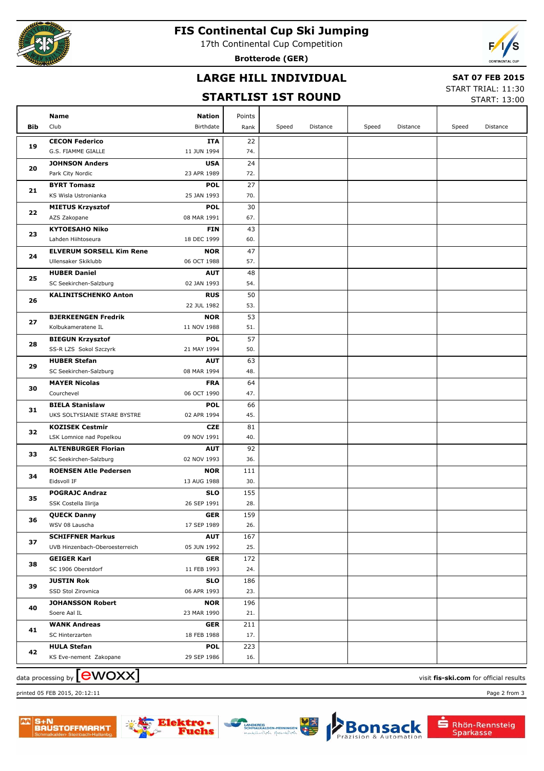# FIS Continental Cup Ski Jumping

17th Continental Cup Competition

**Brotterode (GER)**

## LARGE HILL INDIVIDUAL

## STARTLIST 1ST ROUND

**SAT 07 FEB 2015**

START TRIAL: 11:30

START: 13:00

| Bib | Name / Club | Nation / Birthdate | Points / Rank | Speed | Distance | Speed | Distance | Speed | Distance |
|---|---|---|---|---|---|---|---|---|---|
| 19 | **CECON Federico** G.S. FIAMME GIALLE | **ITA** 11 JUN 1994 | 22 74. | | | | | | |
| 20 | **JOHNSON Anders** Park City Nordic | **USA** 23 APR 1989 | 24 72. | | | | | | |
| 21 | **BYRT Tomasz** KS Wisla Ustronianka | **POL** 25 JAN 1993 | 27 70. | | | | | | |
| 22 | **MIETUS Krzysztof** AZS Zakopane | **POL** 08 MAR 1991 | 30 67. | | | | | | |
| 23 | **KYTOESAHO Niko** Lahden Hiihtoseura | **FIN** 18 DEC 1999 | 43 60. | | | | | | |
| 24 | **ELVERUM SORSELL Kim Rene** Ullensaker Skiklubb | **NOR** 06 OCT 1988 | 47 57. | | | | | | |
| 25 | **HUBER Daniel** SC Seekirchen-Salzburg | **AUT** 02 JAN 1993 | 48 54. | | | | | | |
| 26 | **KALINITSCHENKO Anton** | **RUS** 22 JUL 1982 | 50 53. | | | | | | |
| 27 | **BJERKEENGEN Fredrik** Kolbukameratene IL | **NOR** 11 NOV 1988 | 53 51. | | | | | | |
| 28 | **BIEGUN Krzysztof** SS-R LZS Sokol Szczyrk | **POL** 21 MAY 1994 | 57 50. | | | | | | |
| 29 | **HUBER Stefan** SC Seekirchen-Salzburg | **AUT** 08 MAR 1994 | 63 48. | | | | | | |
| 30 | **MAYER Nicolas** Courchevel | **FRA** 06 OCT 1990 | 64 47. | | | | | | |
| 31 | **BIELA Stanislaw** UKS SOLTYSIANIE STARE BYSTRE | **POL** 02 APR 1994 | 66 45. | | | | | | |
| 32 | **KOZISEK Cestmir** LSK Lomnice nad Popelkou | **CZE** 09 NOV 1991 | 81 40. | | | | | | |
| 33 | **ALTENBURGER Florian** SC Seekirchen-Salzburg | **AUT** 02 NOV 1993 | 92 36. | | | | | | |
| 34 | **ROENSEN Atle Pedersen** Eidsvoll IF | **NOR** 13 AUG 1988 | 111 30. | | | | | | |
| 35 | **POGRAJC Andraz** SSK Costella Ilirija | **SLO** 26 SEP 1991 | 155 28. | | | | | | |
| 36 | **QUECK Danny** WSV 08 Lauscha | **GER** 17 SEP 1989 | 159 26. | | | | | | |
| 37 | **SCHIFFNER Markus** UVB Hinzenbach-Oberoesterreich | **AUT** 05 JUN 1992 | 167 25. | | | | | | |
| 38 | **GEIGER Karl** SC 1906 Oberstdorf | **GER** 11 FEB 1993 | 172 24. | | | | | | |
| 39 | **JUSTIN Rok** SSD Stol Zirovnica | **SLO** 06 APR 1993 | 186 23. | | | | | | |
| 40 | **JOHANSSON Robert** Soere Aal IL | **NOR** 23 MAR 1990 | 196 21. | | | | | | |
| 41 | **WANK Andreas** SC Hinterzarten | **GER** 18 FEB 1988 | 211 17. | | | | | | |
| 42 | **HULA Stefan** KS Eve-nement Zakopane | **POL** 29 SEP 1986 | 223 16. | | | | | | |

data processing by ewoxx

visit **fis-ski.com** for official results

printed 05 FEB 2015, 20:12:11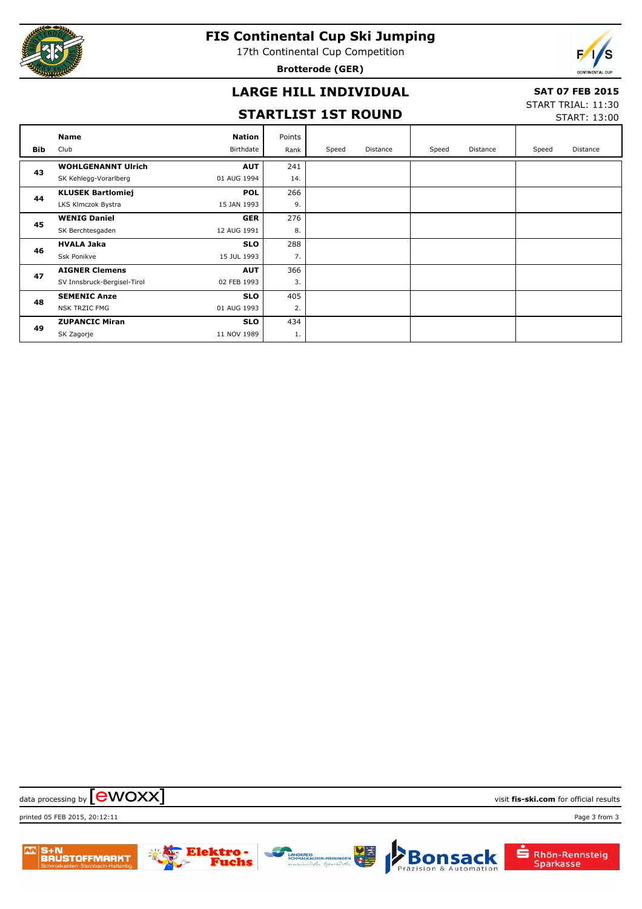# FIS Continental Cup Ski Jumping

17th Continental Cup Competition

**Brotterode (GER)**

## LARGE HILL INDIVIDUAL

## STARTLIST 1ST ROUND

**SAT 07 FEB 2015**

START TRIAL: 11:30

START: 13:00

| Bib | Name / Club | Nation / Birthdate | Points / Rank | Speed | Distance | Speed | Distance | Speed | Distance |
|---|---|---|---|---|---|---|---|---|---|
| 43 | **WOHLGENANNT Ulrich**<br>SK Kehlegg-Vorarlberg | **AUT**<br>01 AUG 1994 | 241<br>14. | | | | | | |
| 44 | **KLUSEK Bartlomiej**<br>LKS Klmczok Bystra | **POL**<br>15 JAN 1993 | 266<br>9. | | | | | | |
| 45 | **WENIG Daniel**<br>SK Berchtesgaden | **GER**<br>12 AUG 1991 | 276<br>8. | | | | | | |
| 46 | **HVALA Jaka**<br>Ssk Ponikve | **SLO**<br>15 JUL 1993 | 288<br>7. | | | | | | |
| 47 | **AIGNER Clemens**<br>SV Innsbruck-Bergisel-Tirol | **AUT**<br>02 FEB 1993 | 366<br>3. | | | | | | |
| 48 | **SEMENIC Anze**<br>NSK TRZIC FMG | **SLO**<br>01 AUG 1993 | 405<br>2. | | | | | | |
| 49 | **ZUPANCIC Miran**<br>SK Zagorje | **SLO**<br>11 NOV 1989 | 434<br>1. | | | | | | |

data processing by [ewoxx]

visit **fis-ski.com** for official results

printed 05 FEB 2015, 20:12:11